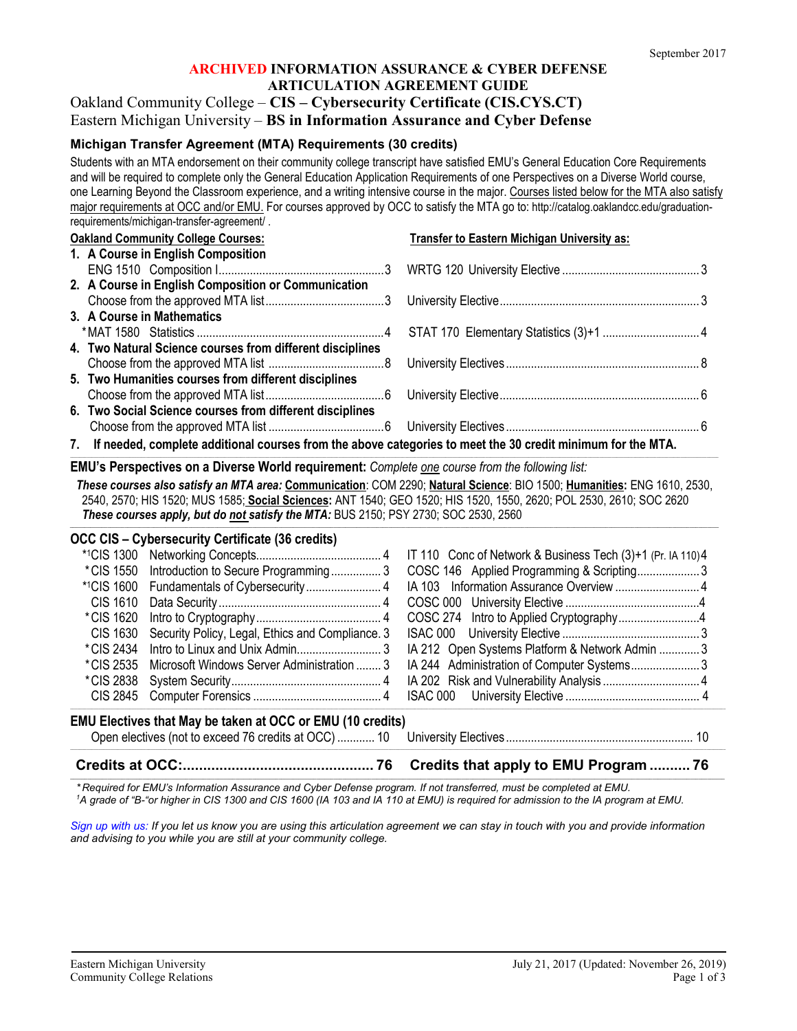September 2017

# ARCHIVED INFORMATION ASSURANCE & CYBER DEFENSE ARTICULATION AGREEMENT GUIDE

## Oakland Community College – **CIS – Cybersecurity Certificate (CIS.CYS.CT)**
## Eastern Michigan University – **BS in Information Assurance and Cyber Defense**

### Michigan Transfer Agreement (MTA) Requirements (30 credits)

Students with an MTA endorsement on their community college transcript have satisfied EMU's General Education Core Requirements and will be required to complete only the General Education Application Requirements of one Perspectives on a Diverse World course, one Learning Beyond the Classroom experience, and a writing intensive course in the major. Courses listed below for the MTA also satisfy major requirements at OCC and/or EMU. For courses approved by OCC to satisfy the MTA go to: http://catalog.oaklandcc.edu/graduation-requirements/michigan-transfer-agreement/ .

| Oakland Community College Courses: | | Transfer to Eastern Michigan University as: | |
|---|---|---|---|
| **1. A Course in English Composition** | | | |
| ENG 1510 Composition I | 3 | WRTG 120 University Elective | 3 |
| **2. A Course in English Composition or Communication** | | | |
| Choose from the approved MTA list | 3 | University Elective | 3 |
| **3. A Course in Mathematics** | | | |
| *MAT 1580 Statistics | 4 | STAT 170 Elementary Statistics (3)+1 | 4 |
| **4. Two Natural Science courses from different disciplines** | | | |
| Choose from the approved MTA list | 8 | University Electives | 8 |
| **5. Two Humanities courses from different disciplines** | | | |
| Choose from the approved MTA list | 6 | University Elective | 6 |
| **6. Two Social Science courses from different disciplines** | | | |
| Choose from the approved MTA list | 6 | University Electives | 6 |

**7. If needed, complete additional courses from the above categories to meet the 30 credit minimum for the MTA.**

**EMU's Perspectives on a Diverse World requirement:** *Complete one course from the following list:*

***These courses also satisfy an MTA area:*** **Communication**: COM 2290; **Natural Science**: BIO 1500; **Humanities:** ENG 1610, 2530, 2540, 2570; HIS 1520; MUS 1585; **Social Sciences:** ANT 1540; GEO 1520; HIS 1520, 1550, 2620; POL 2530, 2610; SOC 2620
***These courses apply, but do not satisfy the MTA:*** BUS 2150; PSY 2730; SOC 2530, 2560

### OCC CIS – Cybersecurity Certificate (36 credits)

| OCC Course | | Credits | EMU Course | Credits |
|---|---|---|---|---|
| *[1]CIS 1300 | Networking Concepts | 4 | IT 110 Conc of Network & Business Tech (3)+1 (Pr. IA 110) | 4 |
| *CIS 1550 | Introduction to Secure Programming | 3 | COSC 146 Applied Programming & Scripting | 3 |
| *[1]CIS 1600 | Fundamentals of Cybersecurity | 4 | IA 103 Information Assurance Overview | 4 |
| CIS 1610 | Data Security | 4 | COSC 000 University Elective | 4 |
| *CIS 1620 | Intro to Cryptography | 4 | COSC 274 Intro to Applied Cryptography | 4 |
| CIS 1630 | Security Policy, Legal, Ethics and Compliance | 3 | ISAC 000 University Elective | 3 |
| *CIS 2434 | Intro to Linux and Unix Admin | 3 | IA 212 Open Systems Platform & Network Admin | 3 |
| *CIS 2535 | Microsoft Windows Server Administration | 3 | IA 244 Administration of Computer Systems | 3 |
| *CIS 2838 | System Security | 4 | IA 202 Risk and Vulnerability Analysis | 4 |
| CIS 2845 | Computer Forensics | 4 | ISAC 000 University Elective | 4 |

### EMU Electives that May be taken at OCC or EMU (10 credits)

| | | | |
|---|---|---|---|
| Open electives (not to exceed 76 credits at OCC) | 10 | University Electives | 10 |
| **Credits at OCC:** | **76** | **Credits that apply to EMU Program** | **76** |

*\* Required for EMU's Information Assurance and Cyber Defense program. If not transferred, must be completed at EMU.*
*[1]A grade of "B-"or higher in CIS 1300 and CIS 1600 (IA 103 and IA 110 at EMU) is required for admission to the IA program at EMU.*

*Sign up with us: If you let us know you are using this articulation agreement we can stay in touch with you and provide information and advising to you while you are still at your community college.*

Eastern Michigan University
Community College Relations

July 21, 2017 (Updated: November 26, 2019)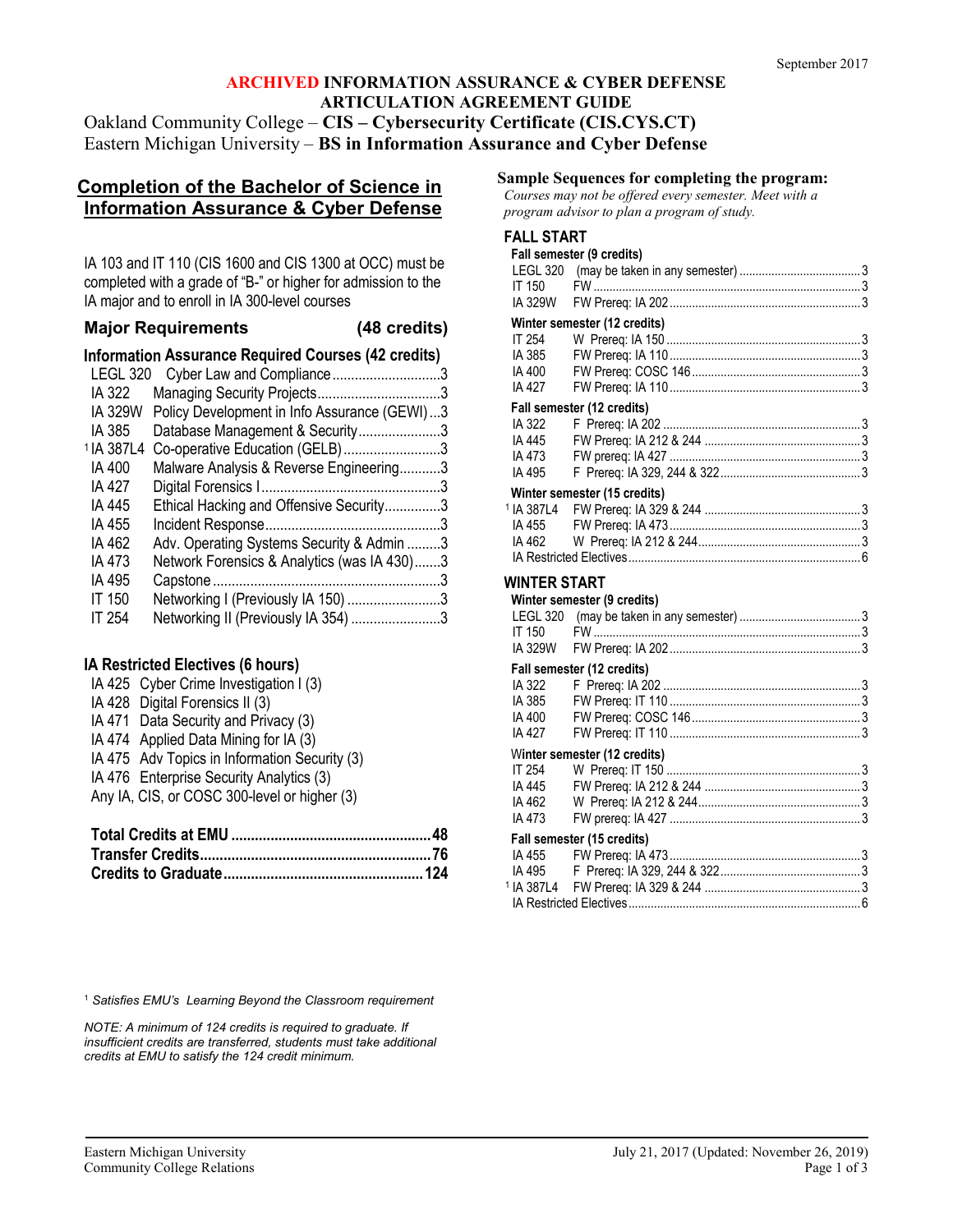September 2017

**ARCHIVED INFORMATION ASSURANCE & CYBER DEFENSE ARTICULATION AGREEMENT GUIDE**

Oakland Community College – **CIS – Cybersecurity Certificate (CIS.CYS.CT)**
Eastern Michigan University – **BS in Information Assurance and Cyber Defense**

## Completion of the Bachelor of Science in Information Assurance & Cyber Defense

IA 103 and IT 110 (CIS 1600 and CIS 1300 at OCC) must be completed with a grade of "B-" or higher for admission to the IA major and to enroll in IA 300-level courses

### Major Requirements (48 credits)

**Information Assurance Required Courses (42 credits)**

| Course | Title | Credits |
|---|---|---|
| LEGL 320 | Cyber Law and Compliance | 3 |
| IA 322 | Managing Security Projects | 3 |
| IA 329W | Policy Development in Info Assurance (GEWI) | 3 |
| IA 385 | Database Management & Security | 3 |
| [1] IA 387L4 | Co-operative Education (GELB) | 3 |
| IA 400 | Malware Analysis & Reverse Engineering | 3 |
| IA 427 | Digital Forensics I | 3 |
| IA 445 | Ethical Hacking and Offensive Security | 3 |
| IA 455 | Incident Response | 3 |
| IA 462 | Adv. Operating Systems Security & Admin | 3 |
| IA 473 | Network Forensics & Analytics (was IA 430) | 3 |
| IA 495 | Capstone | 3 |
| IT 150 | Networking I (Previously IA 150) | 3 |
| IT 254 | Networking II (Previously IA 354) | 3 |

**IA Restricted Electives (6 hours)**

- IA 425 Cyber Crime Investigation I (3)
- IA 428 Digital Forensics II (3)
- IA 471 Data Security and Privacy (3)
- IA 474 Applied Data Mining for IA (3)
- IA 475 Adv Topics in Information Security (3)
- IA 476 Enterprise Security Analytics (3)
- Any IA, CIS, or COSC 300-level or higher (3)

| | |
|---|---|
| **Total Credits at EMU** | **48** |
| **Transfer Credits** | **76** |
| **Credits to Graduate** | **124** |

## Sample Sequences for completing the program:

*Courses may not be offered every semester. Meet with a program advisor to plan a program of study.*

### FALL START

**Fall semester (9 credits)**

| Course | Notes | Credits |
|---|---|---|
| LEGL 320 | (may be taken in any semester) | 3 |
| IT 150 | FW | 3 |
| IA 329W | FW Prereq: IA 202 | 3 |

**Winter semester (12 credits)**

| Course | Notes | Credits |
|---|---|---|
| IT 254 | W Prereq: IA 150 | 3 |
| IA 385 | FW Prereq: IA 110 | 3 |
| IA 400 | FW Prereq: COSC 146 | 3 |
| IA 427 | FW Prereq: IA 110 | 3 |

**Fall semester (12 credits)**

| Course | Notes | Credits |
|---|---|---|
| IA 322 | F Prereq: IA 202 | 3 |
| IA 445 | FW Prereq: IA 212 & 244 | 3 |
| IA 473 | FW prereq: IA 427 | 3 |
| IA 495 | F Prereq: IA 329, 244 & 322 | 3 |

**Winter semester (15 credits)**

| Course | Notes | Credits |
|---|---|---|
| [1] IA 387L4 | FW Prereq: IA 329 & 244 | 3 |
| IA 455 | FW Prereq: IA 473 | 3 |
| IA 462 | W Prereq: IA 212 & 244 | 3 |
| IA Restricted Electives | | 6 |

### WINTER START

**Winter semester (9 credits)**

| Course | Notes | Credits |
|---|---|---|
| LEGL 320 | (may be taken in any semester) | 3 |
| IT 150 | FW | 3 |
| IA 329W | FW Prereq: IA 202 | 3 |

**Fall semester (12 credits)**

| Course | Notes | Credits |
|---|---|---|
| IA 322 | F Prereq: IA 202 | 3 |
| IA 385 | FW Prereq: IT 110 | 3 |
| IA 400 | FW Prereq: COSC 146 | 3 |
| IA 427 | FW Prereq: IT 110 | 3 |

**Winter semester (12 credits)**

| Course | Notes | Credits |
|---|---|---|
| IT 254 | W Prereq: IT 150 | 3 |
| IA 445 | FW Prereq: IA 212 & 244 | 3 |
| IA 462 | W Prereq: IA 212 & 244 | 3 |
| IA 473 | FW prereq: IA 427 | 3 |

**Fall semester (15 credits)**

| Course | Notes | Credits |
|---|---|---|
| IA 455 | FW Prereq: IA 473 | 3 |
| IA 495 | F Prereq: IA 329, 244 & 322 | 3 |
| [1] IA 387L4 | FW Prereq: IA 329 & 244 | 3 |
| IA Restricted Electives | | 6 |

[1] *Satisfies EMU's Learning Beyond the Classroom requirement*

*NOTE: A minimum of 124 credits is required to graduate. If insufficient credits are transferred, students must take additional credits at EMU to satisfy the 124 credit minimum.*

Eastern Michigan University
Community College Relations

July 21, 2017 (Updated: November 26, 2019)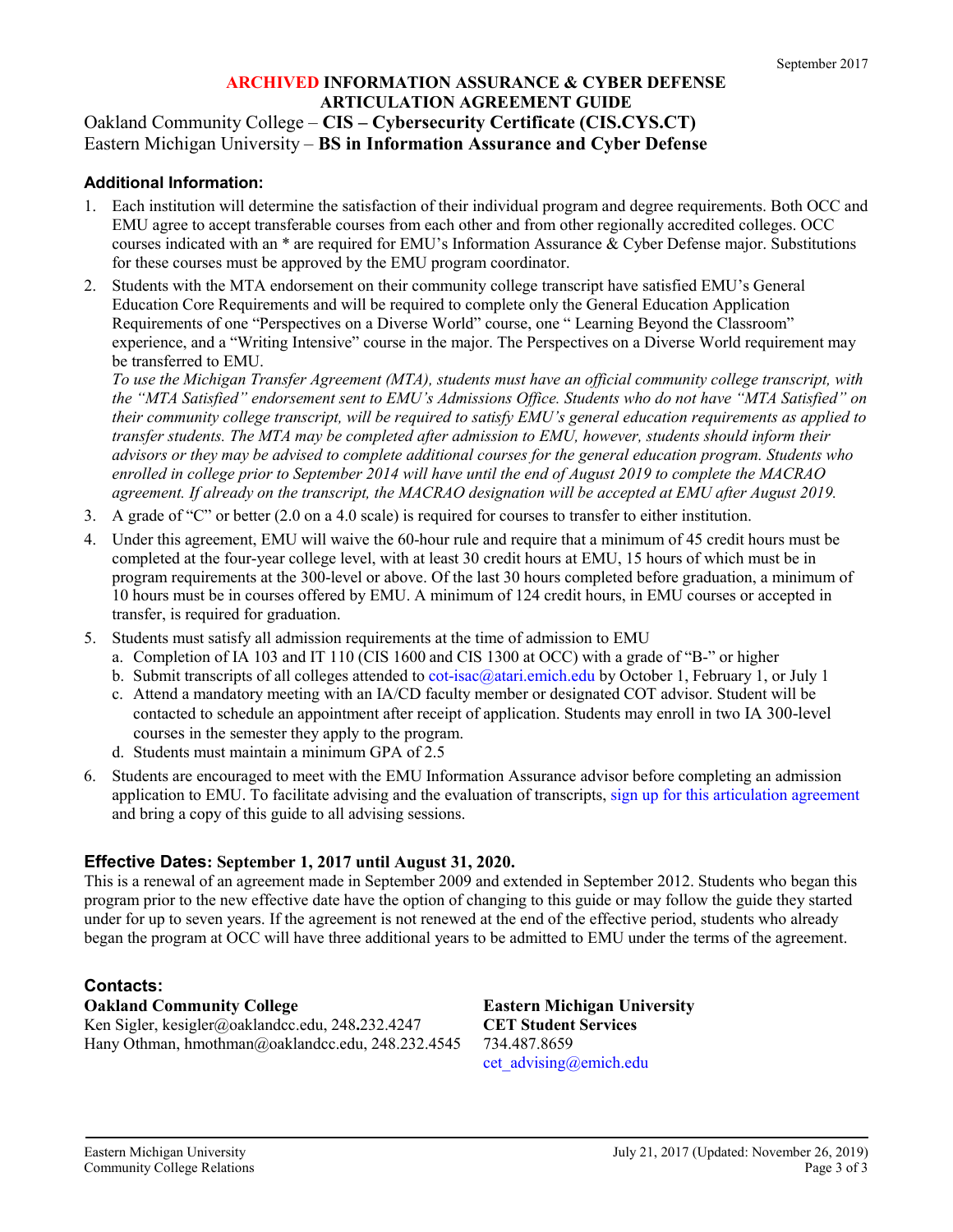# ARCHIVED INFORMATION ASSURANCE & CYBER DEFENSE ARTICULATION AGREEMENT GUIDE

Oakland Community College – **CIS – Cybersecurity Certificate (CIS.CYS.CT)**
Eastern Michigan University – **BS in Information Assurance and Cyber Defense**

## Additional Information:

1. Each institution will determine the satisfaction of their individual program and degree requirements. Both OCC and EMU agree to accept transferable courses from each other and from other regionally accredited colleges. OCC courses indicated with an * are required for EMU's Information Assurance & Cyber Defense major. Substitutions for these courses must be approved by the EMU program coordinator.
2. Students with the MTA endorsement on their community college transcript have satisfied EMU's General Education Core Requirements and will be required to complete only the General Education Application Requirements of one "Perspectives on a Diverse World" course, one " Learning Beyond the Classroom" experience, and a "Writing Intensive" course in the major. The Perspectives on a Diverse World requirement may be transferred to EMU.
*To use the Michigan Transfer Agreement (MTA), students must have an official community college transcript, with the "MTA Satisfied" endorsement sent to EMU's Admissions Office. Students who do not have "MTA Satisfied" on their community college transcript, will be required to satisfy EMU's general education requirements as applied to transfer students. The MTA may be completed after admission to EMU, however, students should inform their advisors or they may be advised to complete additional courses for the general education program. Students who enrolled in college prior to September 2014 will have until the end of August 2019 to complete the MACRAO agreement. If already on the transcript, the MACRAO designation will be accepted at EMU after August 2019.*
3. A grade of "C" or better (2.0 on a 4.0 scale) is required for courses to transfer to either institution.
4. Under this agreement, EMU will waive the 60-hour rule and require that a minimum of 45 credit hours must be completed at the four-year college level, with at least 30 credit hours at EMU, 15 hours of which must be in program requirements at the 300-level or above. Of the last 30 hours completed before graduation, a minimum of 10 hours must be in courses offered by EMU. A minimum of 124 credit hours, in EMU courses or accepted in transfer, is required for graduation.
5. Students must satisfy all admission requirements at the time of admission to EMU
   a. Completion of IA 103 and IT 110 (CIS 1600 and CIS 1300 at OCC) with a grade of "B-" or higher
   b. Submit transcripts of all colleges attended to cot-isac@atari.emich.edu by October 1, February 1, or July 1
   c. Attend a mandatory meeting with an IA/CD faculty member or designated COT advisor. Student will be contacted to schedule an appointment after receipt of application. Students may enroll in two IA 300-level courses in the semester they apply to the program.
   d. Students must maintain a minimum GPA of 2.5
6. Students are encouraged to meet with the EMU Information Assurance advisor before completing an admission application to EMU. To facilitate advising and the evaluation of transcripts, sign up for this articulation agreement and bring a copy of this guide to all advising sessions.

## Effective Dates: September 1, 2017 until August 31, 2020.

This is a renewal of an agreement made in September 2009 and extended in September 2012. Students who began this program prior to the new effective date have the option of changing to this guide or may follow the guide they started under for up to seven years. If the agreement is not renewed at the end of the effective period, students who already began the program at OCC will have three additional years to be admitted to EMU under the terms of the agreement.

## Contacts:

**Oakland Community College**
Ken Sigler, kesigler@oaklandcc.edu, 248.232.4247
Hany Othman, hmothman@oaklandcc.edu, 248.232.4545

**Eastern Michigan University**
**CET Student Services**
734.487.8659
cet_advising@emich.edu

Eastern Michigan University
Community College Relations

July 21, 2017 (Updated: November 26, 2019)